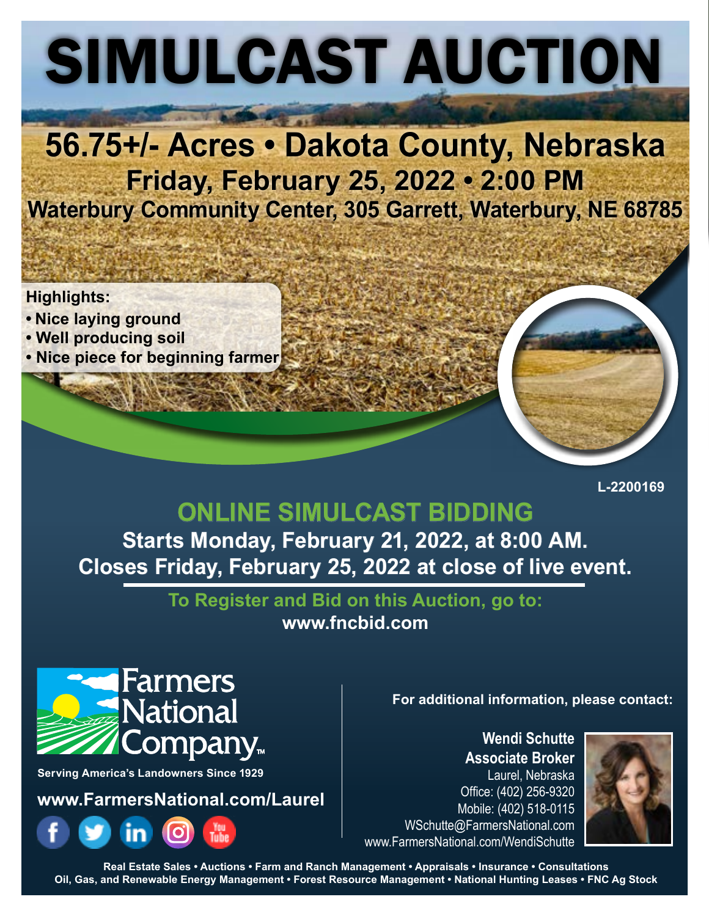# SIMULCAST AUCTION

## 56.75+/- Acres • Dakota County, Nebraska

### Friday, February 25, 2022 • 2:00 PM

**Waterbury Community Center, 305 Garrett, Waterbury, NE 68785**

**Highlights:**

- Nice laying ground
- Well producing soil
- Nice piece for beginning farmer

L-2200169

## ONLINE SIMULCAST BIDDING

**Starts Monday, February 21, 2022, at 8:00 AM.**
**Closes Friday, February 25, 2022 at close of live event.**

**To Register and Bid on this Auction, go to:**
**www.fncbid.com**

Farmers National Company™

Serving America's Landowners Since 1929

**www.FarmersNational.com/Laurel**

**For additional information, please contact:**

**Wendi Schutte**
**Associate Broker**
Laurel, Nebraska
Office: (402) 256-9320
Mobile: (402) 518-0115
WSchutte@FarmersNational.com
www.FarmersNational.com/WendiSchutte

Real Estate Sales • Auctions • Farm and Ranch Management • Appraisals • Insurance • Consultations
Oil, Gas, and Renewable Energy Management • Forest Resource Management • National Hunting Leases • FNC Ag Stock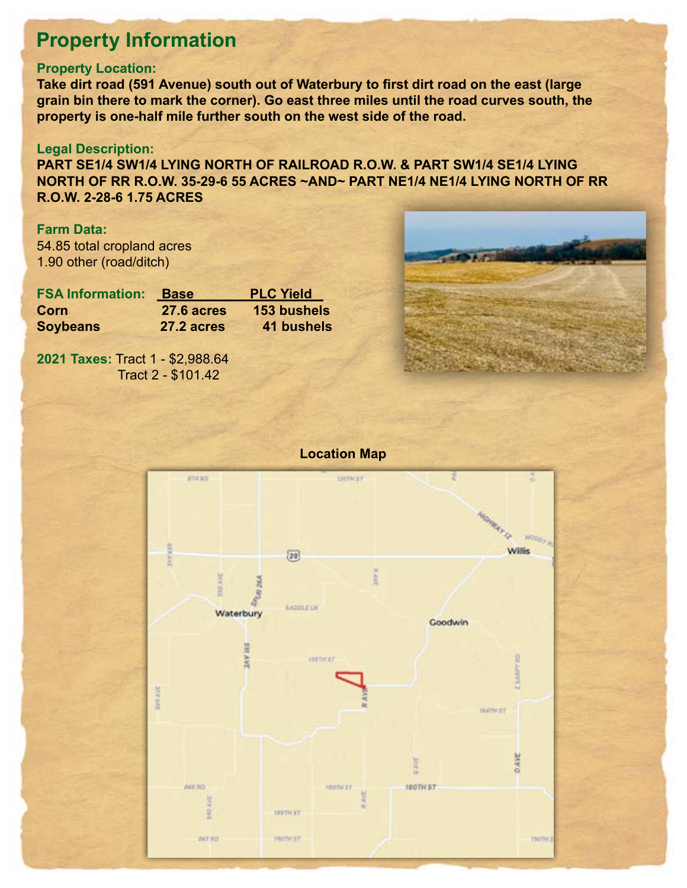# Property Information

### Property Location:

**Take dirt road (591 Avenue) south out of Waterbury to first dirt road on the east (large grain bin there to mark the corner). Go east three miles until the road curves south, the property is one-half mile further south on the west side of the road.**

### Legal Description:

**PART SE1/4 SW1/4 LYING NORTH OF RAILROAD R.O.W. & PART SW1/4 SE1/4 LYING NORTH OF RR R.O.W. 35-29-6 55 ACRES ~AND~ PART NE1/4 NE1/4 LYING NORTH OF RR R.O.W. 2-28-6 1.75 ACRES**

### Farm Data:

54.85 total cropland acres
1.90 other (road/ditch)

| FSA Information: | Base | PLC Yield |
|---|---|---|
| **Corn** | **27.6 acres** | **153 bushels** |
| **Soybeans** | **27.2 acres** | **41 bushels** |

**2021 Taxes:** Tract 1 - $2,988.64
Tract 2 - $101.42

**Location Map**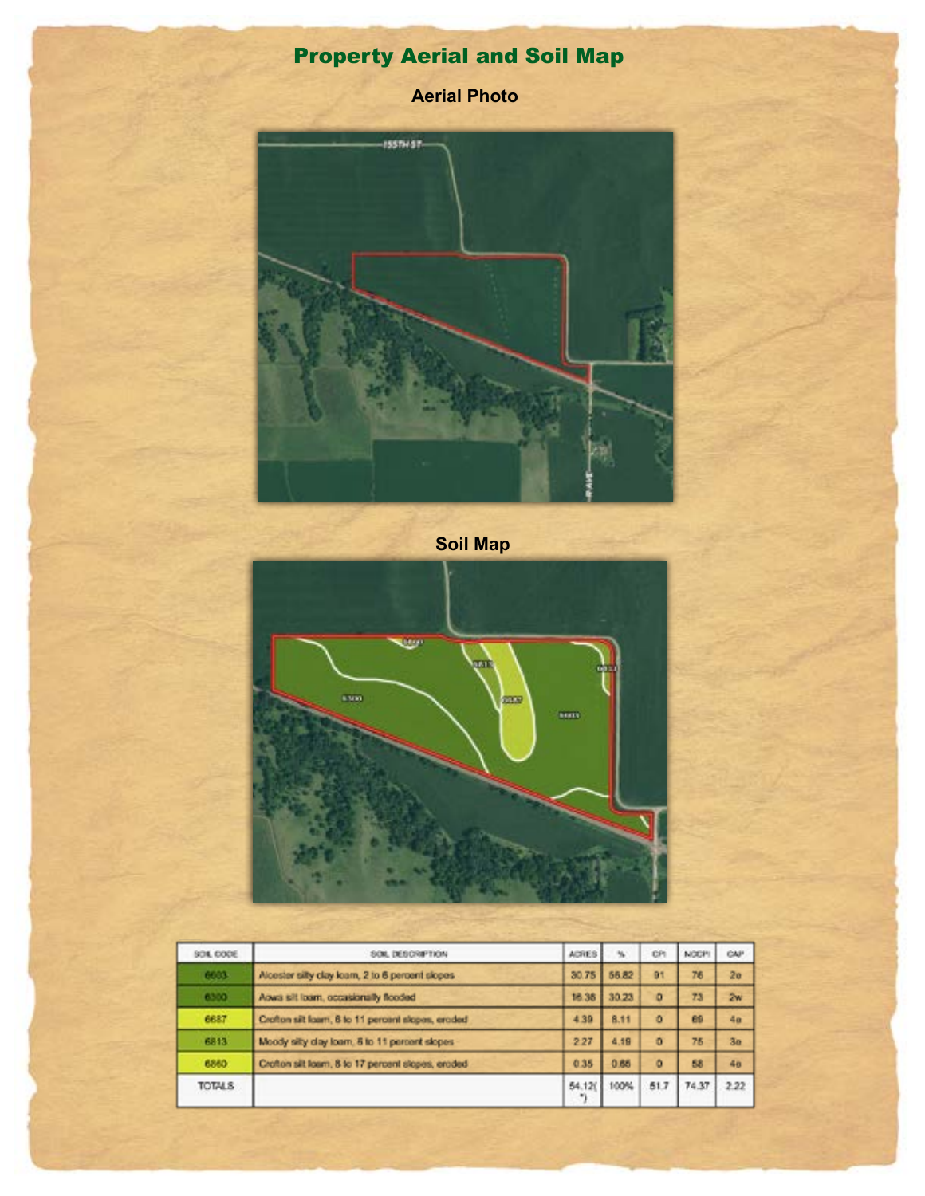# Property Aerial and Soil Map

## Aerial Photo

## Soil Map

| SOIL CODE | SOIL DESCRIPTION | ACRES | % | CPI | NCCPI | CAP |
|---|---|---|---|---|---|---|
| 6603 | Alcester silty clay loam, 2 to 6 percent slopes | 30.75 | 56.82 | 91 | 76 | 2e |
| 6300 | Aowa silt loam, occasionally flooded | 16.36 | 30.23 | 0 | 73 | 2w |
| 6687 | Crofton silt loam, 6 to 11 percent slopes, eroded | 4.39 | 8.11 | 0 | 69 | 4e |
| 6813 | Moody silty clay loam, 6 to 11 percent slopes | 2.27 | 4.19 | 0 | 75 | 3e |
| 6860 | Crofton silt loam, 6 to 17 percent slopes, eroded | 0.35 | 0.65 | 0 | 58 | 4e |
| TOTALS | | 54.12(*) | 100% | 51.7 | 74.37 | 2.22 |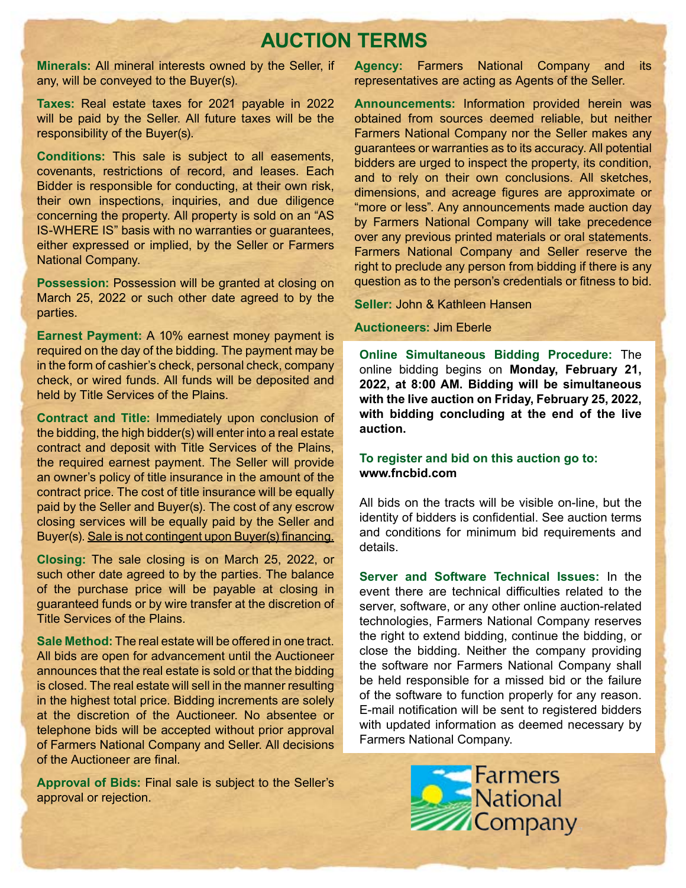# AUCTION TERMS

**Minerals:** All mineral interests owned by the Seller, if any, will be conveyed to the Buyer(s).

**Taxes:** Real estate taxes for 2021 payable in 2022 will be paid by the Seller. All future taxes will be the responsibility of the Buyer(s).

**Conditions:** This sale is subject to all easements, covenants, restrictions of record, and leases. Each Bidder is responsible for conducting, at their own risk, their own inspections, inquiries, and due diligence concerning the property. All property is sold on an "AS IS-WHERE IS" basis with no warranties or guarantees, either expressed or implied, by the Seller or Farmers National Company.

**Possession:** Possession will be granted at closing on March 25, 2022 or such other date agreed to by the parties.

**Earnest Payment:** A 10% earnest money payment is required on the day of the bidding. The payment may be in the form of cashier's check, personal check, company check, or wired funds. All funds will be deposited and held by Title Services of the Plains.

**Contract and Title:** Immediately upon conclusion of the bidding, the high bidder(s) will enter into a real estate contract and deposit with Title Services of the Plains, the required earnest payment. The Seller will provide an owner's policy of title insurance in the amount of the contract price. The cost of title insurance will be equally paid by the Seller and Buyer(s). The cost of any escrow closing services will be equally paid by the Seller and Buyer(s). Sale is not contingent upon Buyer(s) financing.

**Closing:** The sale closing is on March 25, 2022, or such other date agreed to by the parties. The balance of the purchase price will be payable at closing in guaranteed funds or by wire transfer at the discretion of Title Services of the Plains.

**Sale Method:** The real estate will be offered in one tract. All bids are open for advancement until the Auctioneer announces that the real estate is sold or that the bidding is closed. The real estate will sell in the manner resulting in the highest total price. Bidding increments are solely at the discretion of the Auctioneer. No absentee or telephone bids will be accepted without prior approval of Farmers National Company and Seller. All decisions of the Auctioneer are final.

**Approval of Bids:** Final sale is subject to the Seller's approval or rejection.

**Agency:** Farmers National Company and its representatives are acting as Agents of the Seller.

**Announcements:** Information provided herein was obtained from sources deemed reliable, but neither Farmers National Company nor the Seller makes any guarantees or warranties as to its accuracy. All potential bidders are urged to inspect the property, its condition, and to rely on their own conclusions. All sketches, dimensions, and acreage figures are approximate or "more or less". Any announcements made auction day by Farmers National Company will take precedence over any previous printed materials or oral statements. Farmers National Company and Seller reserve the right to preclude any person from bidding if there is any question as to the person's credentials or fitness to bid.

**Seller:** John & Kathleen Hansen

**Auctioneers:** Jim Eberle

**Online Simultaneous Bidding Procedure:** The online bidding begins on **Monday, February 21, 2022, at 8:00 AM. Bidding will be simultaneous with the live auction on Friday, February 25, 2022, with bidding concluding at the end of the live auction.**

**To register and bid on this auction go to:**
**www.fncbid.com**

All bids on the tracts will be visible on-line, but the identity of bidders is confidential. See auction terms and conditions for minimum bid requirements and details.

**Server and Software Technical Issues:** In the event there are technical difficulties related to the server, software, or any other online auction-related technologies, Farmers National Company reserves the right to extend bidding, continue the bidding, or close the bidding. Neither the company providing the software nor Farmers National Company shall be held responsible for a missed bid or the failure of the software to function properly for any reason. E-mail notification will be sent to registered bidders with updated information as deemed necessary by Farmers National Company.

Farmers National Company